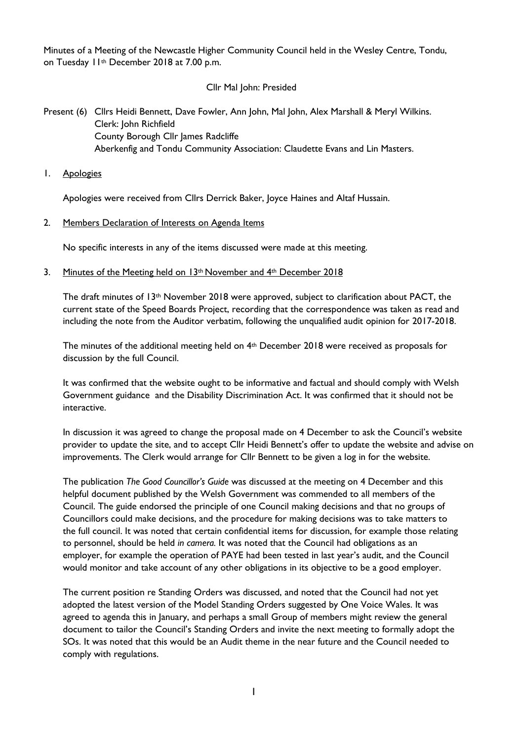Minutes of a Meeting of the Newcastle Higher Community Council held in the Wesley Centre, Tondu, on Tuesday 11th December 2018 at 7.00 p.m.

Cllr Mal John: Presided

Present (6) Cllrs Heidi Bennett, Dave Fowler, Ann John, Mal John, Alex Marshall & Meryl Wilkins.
Clerk: John Richfield
County Borough Cllr James Radcliffe
Aberkenfig and Tondu Community Association: Claudette Evans and Lin Masters.

1. Apologies

Apologies were received from Cllrs Derrick Baker, Joyce Haines and Altaf Hussain.

2. Members Declaration of Interests on Agenda Items

No specific interests in any of the items discussed were made at this meeting.

3. Minutes of the Meeting held on 13th November and 4th December 2018

The draft minutes of 13th November 2018 were approved, subject to clarification about PACT, the current state of the Speed Boards Project, recording that the correspondence was taken as read and including the note from the Auditor verbatim, following the unqualified audit opinion for 2017-2018.

The minutes of the additional meeting held on 4th December 2018 were received as proposals for discussion by the full Council.

It was confirmed that the website ought to be informative and factual and should comply with Welsh Government guidance and the Disability Discrimination Act. It was confirmed that it should not be interactive.

In discussion it was agreed to change the proposal made on 4 December to ask the Council's website provider to update the site, and to accept Cllr Heidi Bennett's offer to update the website and advise on improvements. The Clerk would arrange for Cllr Bennett to be given a log in for the website.

The publication *The Good Councillor's Guide* was discussed at the meeting on 4 December and this helpful document published by the Welsh Government was commended to all members of the Council. The guide endorsed the principle of one Council making decisions and that no groups of Councillors could make decisions, and the procedure for making decisions was to take matters to the full council. It was noted that certain confidential items for discussion, for example those relating to personnel, should be held *in camera.* It was noted that the Council had obligations as an employer, for example the operation of PAYE had been tested in last year's audit, and the Council would monitor and take account of any other obligations in its objective to be a good employer.

The current position re Standing Orders was discussed, and noted that the Council had not yet adopted the latest version of the Model Standing Orders suggested by One Voice Wales. It was agreed to agenda this in January, and perhaps a small Group of members might review the general document to tailor the Council's Standing Orders and invite the next meeting to formally adopt the SOs. It was noted that this would be an Audit theme in the near future and the Council needed to comply with regulations.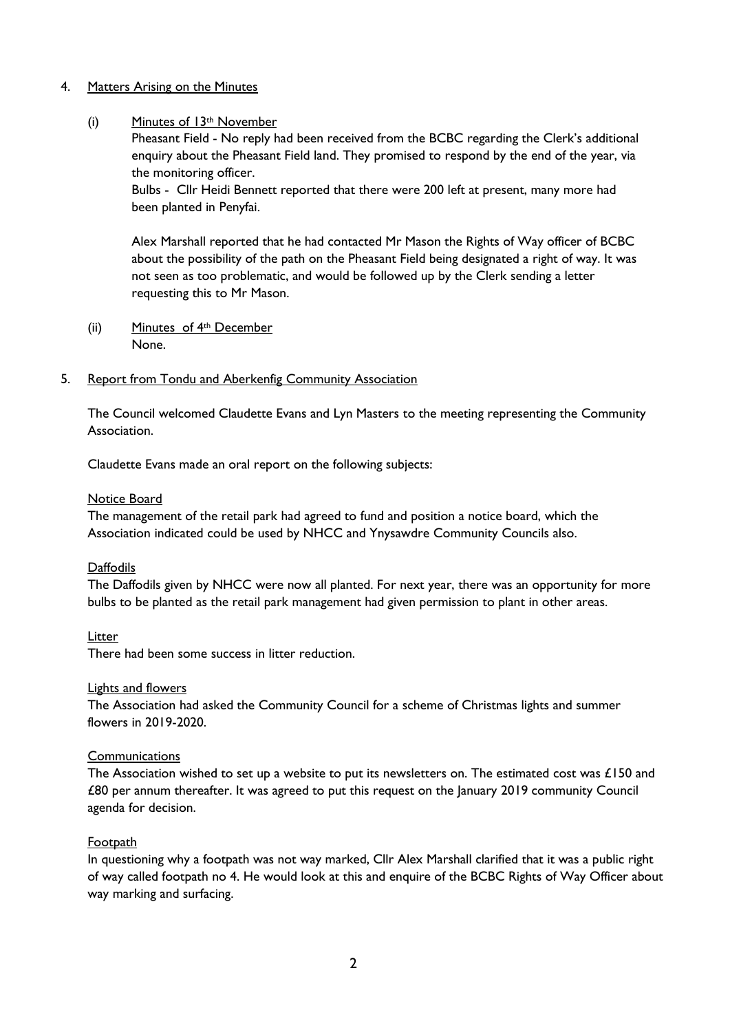4. Matters Arising on the Minutes

   (i) Minutes of 13th November

   Pheasant Field - No reply had been received from the BCBC regarding the Clerk's additional enquiry about the Pheasant Field land. They promised to respond by the end of the year, via the monitoring officer.

   Bulbs - Cllr Heidi Bennett reported that there were 200 left at present, many more had been planted in Penyfai.

   Alex Marshall reported that he had contacted Mr Mason the Rights of Way officer of BCBC about the possibility of the path on the Pheasant Field being designated a right of way. It was not seen as too problematic, and would be followed up by the Clerk sending a letter requesting this to Mr Mason.

   (ii) Minutes of 4th December

   None.

5. Report from Tondu and Aberkenfig Community Association

The Council welcomed Claudette Evans and Lyn Masters to the meeting representing the Community Association.

Claudette Evans made an oral report on the following subjects:

Notice Board

The management of the retail park had agreed to fund and position a notice board, which the Association indicated could be used by NHCC and Ynysawdre Community Councils also.

Daffodils

The Daffodils given by NHCC were now all planted. For next year, there was an opportunity for more bulbs to be planted as the retail park management had given permission to plant in other areas.

Litter

There had been some success in litter reduction.

Lights and flowers

The Association had asked the Community Council for a scheme of Christmas lights and summer flowers in 2019-2020.

Communications

The Association wished to set up a website to put its newsletters on. The estimated cost was £150 and £80 per annum thereafter. It was agreed to put this request on the January 2019 community Council agenda for decision.

Footpath

In questioning why a footpath was not way marked, Cllr Alex Marshall clarified that it was a public right of way called footpath no 4. He would look at this and enquire of the BCBC Rights of Way Officer about way marking and surfacing.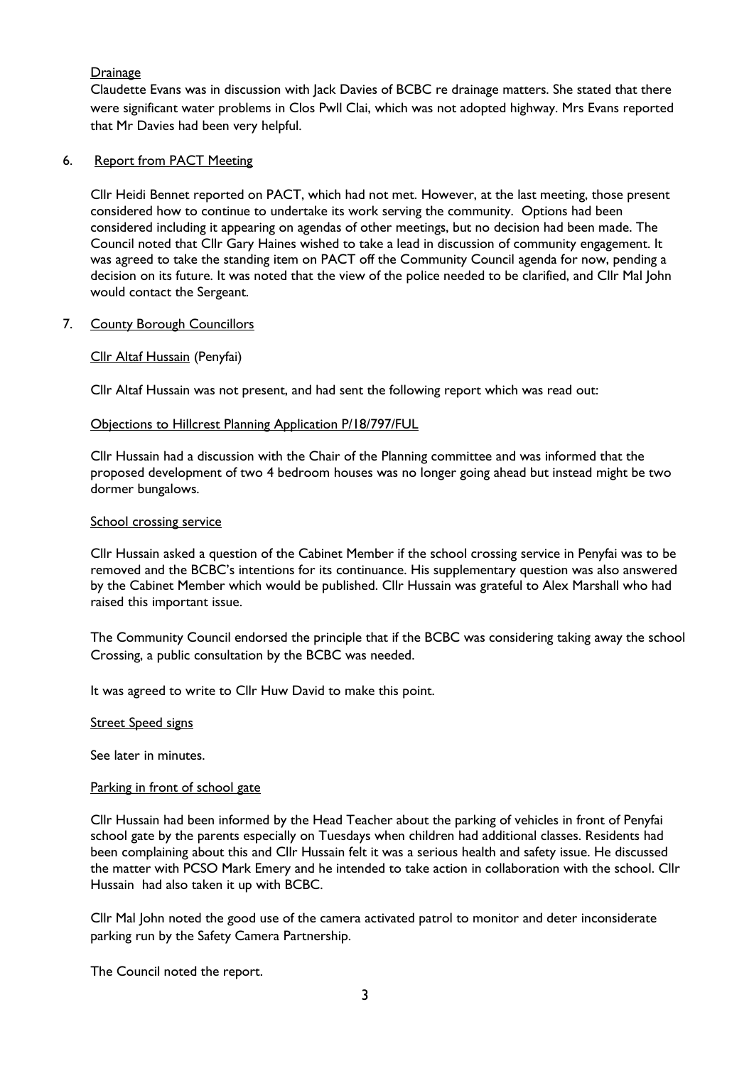Drainage

Claudette Evans was in discussion with Jack Davies of BCBC re drainage matters. She stated that there were significant water problems in Clos Pwll Clai, which was not adopted highway. Mrs Evans reported that Mr Davies had been very helpful.

## 6. Report from PACT Meeting

Cllr Heidi Bennet reported on PACT, which had not met. However, at the last meeting, those present considered how to continue to undertake its work serving the community. Options had been considered including it appearing on agendas of other meetings, but no decision had been made. The Council noted that Cllr Gary Haines wished to take a lead in discussion of community engagement. It was agreed to take the standing item on PACT off the Community Council agenda for now, pending a decision on its future. It was noted that the view of the police needed to be clarified, and Cllr Mal John would contact the Sergeant.

## 7. County Borough Councillors

Cllr Altaf Hussain (Penyfai)

Cllr Altaf Hussain was not present, and had sent the following report which was read out:

Objections to Hillcrest Planning Application P/18/797/FUL

Cllr Hussain had a discussion with the Chair of the Planning committee and was informed that the proposed development of two 4 bedroom houses was no longer going ahead but instead might be two dormer bungalows.

School crossing service

Cllr Hussain asked a question of the Cabinet Member if the school crossing service in Penyfai was to be removed and the BCBC's intentions for its continuance. His supplementary question was also answered by the Cabinet Member which would be published. Cllr Hussain was grateful to Alex Marshall who had raised this important issue.

The Community Council endorsed the principle that if the BCBC was considering taking away the school Crossing, a public consultation by the BCBC was needed.

It was agreed to write to Cllr Huw David to make this point.

Street Speed signs

See later in minutes.

Parking in front of school gate

Cllr Hussain had been informed by the Head Teacher about the parking of vehicles in front of Penyfai school gate by the parents especially on Tuesdays when children had additional classes. Residents had been complaining about this and Cllr Hussain felt it was a serious health and safety issue. He discussed the matter with PCSO Mark Emery and he intended to take action in collaboration with the school. Cllr Hussain had also taken it up with BCBC.

Cllr Mal John noted the good use of the camera activated patrol to monitor and deter inconsiderate parking run by the Safety Camera Partnership.

The Council noted the report.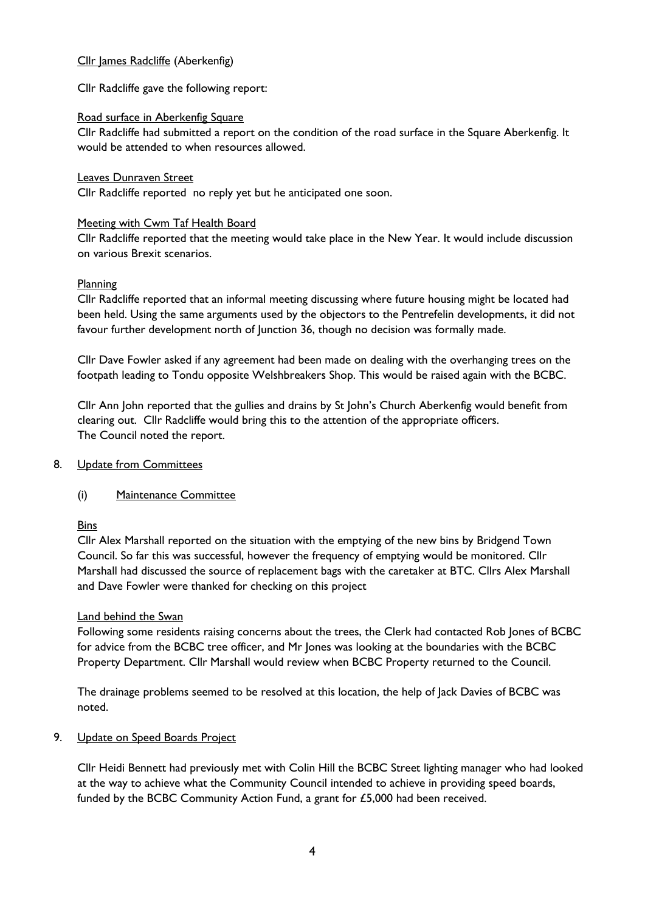Cllr James Radcliffe (Aberkenfig)

Cllr Radcliffe gave the following report:

Road surface in Aberkenfig Square

Cllr Radcliffe had submitted a report on the condition of the road surface in the Square Aberkenfig. It would be attended to when resources allowed.

Leaves Dunraven Street

Cllr Radcliffe reported no reply yet but he anticipated one soon.

Meeting with Cwm Taf Health Board

Cllr Radcliffe reported that the meeting would take place in the New Year. It would include discussion on various Brexit scenarios.

Planning

Cllr Radcliffe reported that an informal meeting discussing where future housing might be located had been held. Using the same arguments used by the objectors to the Pentrefelin developments, it did not favour further development north of Junction 36, though no decision was formally made.

Cllr Dave Fowler asked if any agreement had been made on dealing with the overhanging trees on the footpath leading to Tondu opposite Welshbreakers Shop. This would be raised again with the BCBC.

Cllr Ann John reported that the gullies and drains by St John's Church Aberkenfig would benefit from clearing out. Cllr Radcliffe would bring this to the attention of the appropriate officers.
The Council noted the report.

8. Update from Committees

   (i) Maintenance Committee

Bins

Cllr Alex Marshall reported on the situation with the emptying of the new bins by Bridgend Town Council. So far this was successful, however the frequency of emptying would be monitored. Cllr Marshall had discussed the source of replacement bags with the caretaker at BTC. Cllrs Alex Marshall and Dave Fowler were thanked for checking on this project

Land behind the Swan

Following some residents raising concerns about the trees, the Clerk had contacted Rob Jones of BCBC for advice from the BCBC tree officer, and Mr Jones was looking at the boundaries with the BCBC Property Department. Cllr Marshall would review when BCBC Property returned to the Council.

The drainage problems seemed to be resolved at this location, the help of Jack Davies of BCBC was noted.

9. Update on Speed Boards Project

Cllr Heidi Bennett had previously met with Colin Hill the BCBC Street lighting manager who had looked at the way to achieve what the Community Council intended to achieve in providing speed boards, funded by the BCBC Community Action Fund, a grant for £5,000 had been received.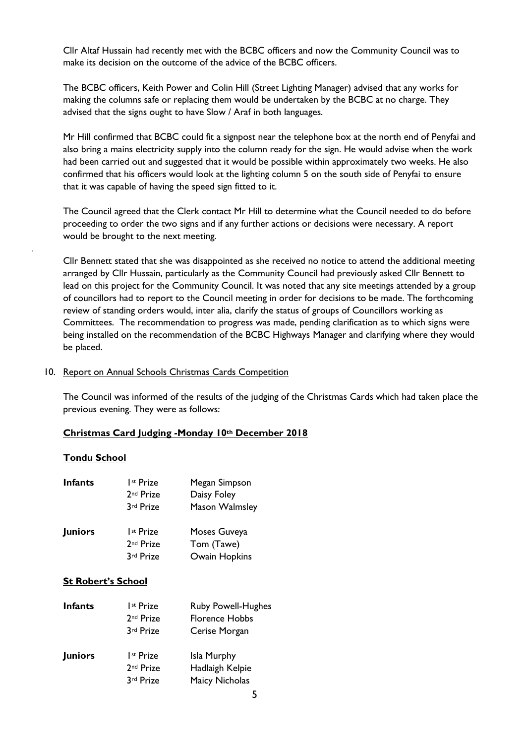Cllr Altaf Hussain had recently met with the BCBC officers and now the Community Council was to make its decision on the outcome of the advice of the BCBC officers.

The BCBC officers, Keith Power and Colin Hill (Street Lighting Manager) advised that any works for making the columns safe or replacing them would be undertaken by the BCBC at no charge. They advised that the signs ought to have Slow / Araf in both languages.

Mr Hill confirmed that BCBC could fit a signpost near the telephone box at the north end of Penyfai and also bring a mains electricity supply into the column ready for the sign. He would advise when the work had been carried out and suggested that it would be possible within approximately two weeks. He also confirmed that his officers would look at the lighting column 5 on the south side of Penyfai to ensure that it was capable of having the speed sign fitted to it.

The Council agreed that the Clerk contact Mr Hill to determine what the Council needed to do before proceeding to order the two signs and if any further actions or decisions were necessary. A report would be brought to the next meeting.

Cllr Bennett stated that she was disappointed as she received no notice to attend the additional meeting arranged by Cllr Hussain, particularly as the Community Council had previously asked Cllr Bennett to lead on this project for the Community Council. It was noted that any site meetings attended by a group of councillors had to report to the Council meeting in order for decisions to be made. The forthcoming review of standing orders would, inter alia, clarify the status of groups of Councillors working as Committees. The recommendation to progress was made, pending clarification as to which signs were being installed on the recommendation of the BCBC Highways Manager and clarifying where they would be placed.

10. Report on Annual Schools Christmas Cards Competition

The Council was informed of the results of the judging of the Christmas Cards which had taken place the previous evening. They were as follows:

**Christmas Card Judging -Monday 10th December 2018**

**Tondu School**

| | | |
|---|---|---|
| **Infants** | 1st Prize | Megan Simpson |
| | 2nd Prize | Daisy Foley |
| | 3rd Prize | Mason Walmsley |
| **Juniors** | 1st Prize | Moses Guveya |
| | 2nd Prize | Tom (Tawe) |
| | 3rd Prize | Owain Hopkins |

**St Robert's School**

| | | |
|---|---|---|
| **Infants** | 1st Prize | Ruby Powell-Hughes |
| | 2nd Prize | Florence Hobbs |
| | 3rd Prize | Cerise Morgan |
| **Juniors** | 1st Prize | Isla Murphy |
| | 2nd Prize | Hadlaigh Kelpie |
| | 3rd Prize | Maicy Nicholas |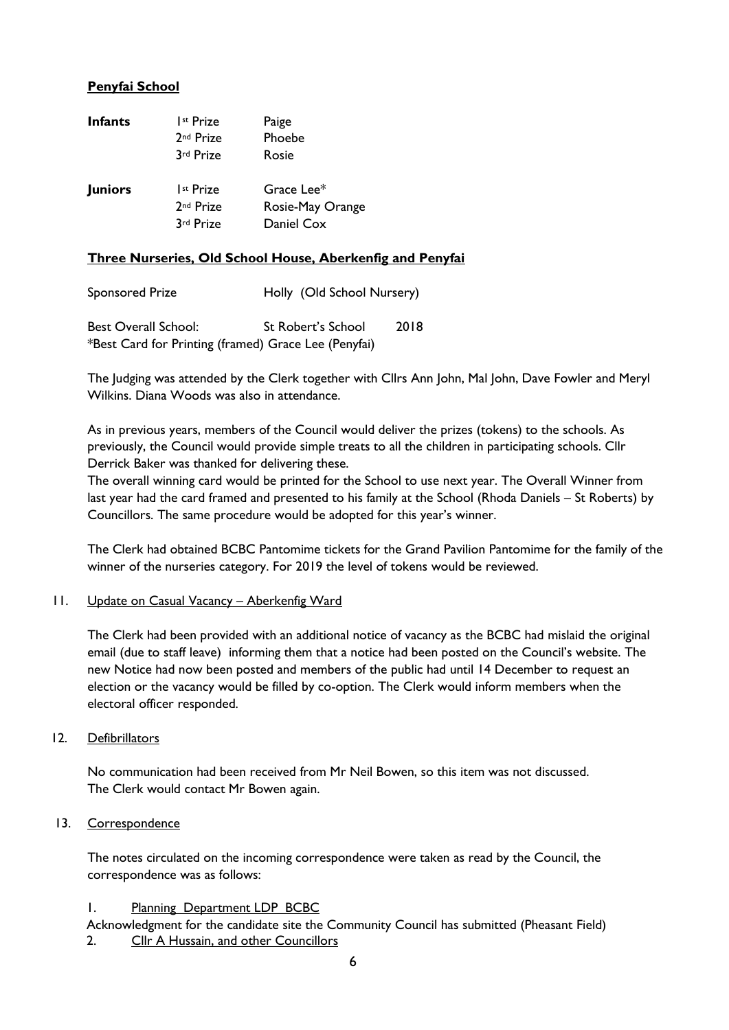**Penyfai School**

| | | |
|---|---|---|
| **Infants** | 1st Prize | Paige |
| | 2nd Prize | Phoebe |
| | 3rd Prize | Rosie |
| **Juniors** | 1st Prize | Grace Lee* |
| | 2nd Prize | Rosie-May Orange |
| | 3rd Prize | Daniel Cox |

**Three Nurseries, Old School House, Aberkenfig and Penyfai**

Sponsored Prize Holly (Old School Nursery)

Best Overall School: St Robert's School 2018
*Best Card for Printing (framed) Grace Lee (Penyfai)

The Judging was attended by the Clerk together with Cllrs Ann John, Mal John, Dave Fowler and Meryl Wilkins. Diana Woods was also in attendance.

As in previous years, members of the Council would deliver the prizes (tokens) to the schools. As previously, the Council would provide simple treats to all the children in participating schools. Cllr Derrick Baker was thanked for delivering these.
The overall winning card would be printed for the School to use next year. The Overall Winner from last year had the card framed and presented to his family at the School (Rhoda Daniels – St Roberts) by Councillors. The same procedure would be adopted for this year's winner.

The Clerk had obtained BCBC Pantomime tickets for the Grand Pavilion Pantomime for the family of the winner of the nurseries category. For 2019 the level of tokens would be reviewed.

11. Update on Casual Vacancy – Aberkenfig Ward

The Clerk had been provided with an additional notice of vacancy as the BCBC had mislaid the original email (due to staff leave) informing them that a notice had been posted on the Council's website. The new Notice had now been posted and members of the public had until 14 December to request an election or the vacancy would be filled by co-option. The Clerk would inform members when the electoral officer responded.

12. Defibrillators

No communication had been received from Mr Neil Bowen, so this item was not discussed.
The Clerk would contact Mr Bowen again.

13. Correspondence

The notes circulated on the incoming correspondence were taken as read by the Council, the correspondence was as follows:

1. Planning Department LDP BCBC

Acknowledgment for the candidate site the Community Council has submitted (Pheasant Field)

2. Cllr A Hussain, and other Councillors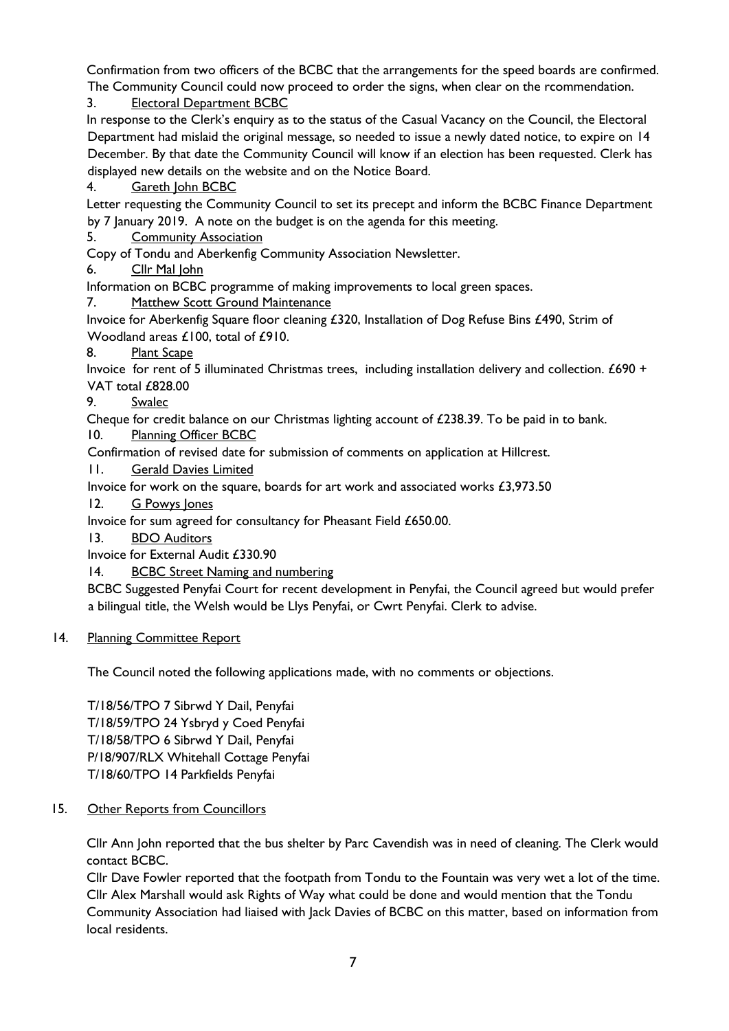Confirmation from two officers of the BCBC that the arrangements for the speed boards are confirmed. The Community Council could now proceed to order the signs, when clear on the rcommendation.

3. Electoral Department BCBC

In response to the Clerk's enquiry as to the status of the Casual Vacancy on the Council, the Electoral Department had mislaid the original message, so needed to issue a newly dated notice, to expire on 14 December. By that date the Community Council will know if an election has been requested. Clerk has displayed new details on the website and on the Notice Board.

4. Gareth John BCBC

Letter requesting the Community Council to set its precept and inform the BCBC Finance Department by 7 January 2019. A note on the budget is on the agenda for this meeting.

5. Community Association

Copy of Tondu and Aberkenfig Community Association Newsletter.

6. Cllr Mal John

Information on BCBC programme of making improvements to local green spaces.

7. Matthew Scott Ground Maintenance

Invoice for Aberkenfig Square floor cleaning £320, Installation of Dog Refuse Bins £490, Strim of Woodland areas £100, total of £910.

8. Plant Scape

Invoice for rent of 5 illuminated Christmas trees, including installation delivery and collection. £690 + VAT total £828.00

9. Swalec

Cheque for credit balance on our Christmas lighting account of £238.39. To be paid in to bank.

10. Planning Officer BCBC

Confirmation of revised date for submission of comments on application at Hillcrest.

11. Gerald Davies Limited

Invoice for work on the square, boards for art work and associated works £3,973.50

12. G Powys Jones

Invoice for sum agreed for consultancy for Pheasant Field £650.00.

13. BDO Auditors

Invoice for External Audit £330.90

14. BCBC Street Naming and numbering

BCBC Suggested Penyfai Court for recent development in Penyfai, the Council agreed but would prefer a bilingual title, the Welsh would be Llys Penyfai, or Cwrt Penyfai. Clerk to advise.

## 14. Planning Committee Report

The Council noted the following applications made, with no comments or objections.

T/18/56/TPO 7 Sibrwd Y Dail, Penyfai
T/18/59/TPO 24 Ysbryd y Coed Penyfai
T/18/58/TPO 6 Sibrwd Y Dail, Penyfai
P/18/907/RLX Whitehall Cottage Penyfai
T/18/60/TPO 14 Parkfields Penyfai

## 15. Other Reports from Councillors

Cllr Ann John reported that the bus shelter by Parc Cavendish was in need of cleaning. The Clerk would contact BCBC.

Cllr Dave Fowler reported that the footpath from Tondu to the Fountain was very wet a lot of the time. Cllr Alex Marshall would ask Rights of Way what could be done and would mention that the Tondu Community Association had liaised with Jack Davies of BCBC on this matter, based on information from local residents.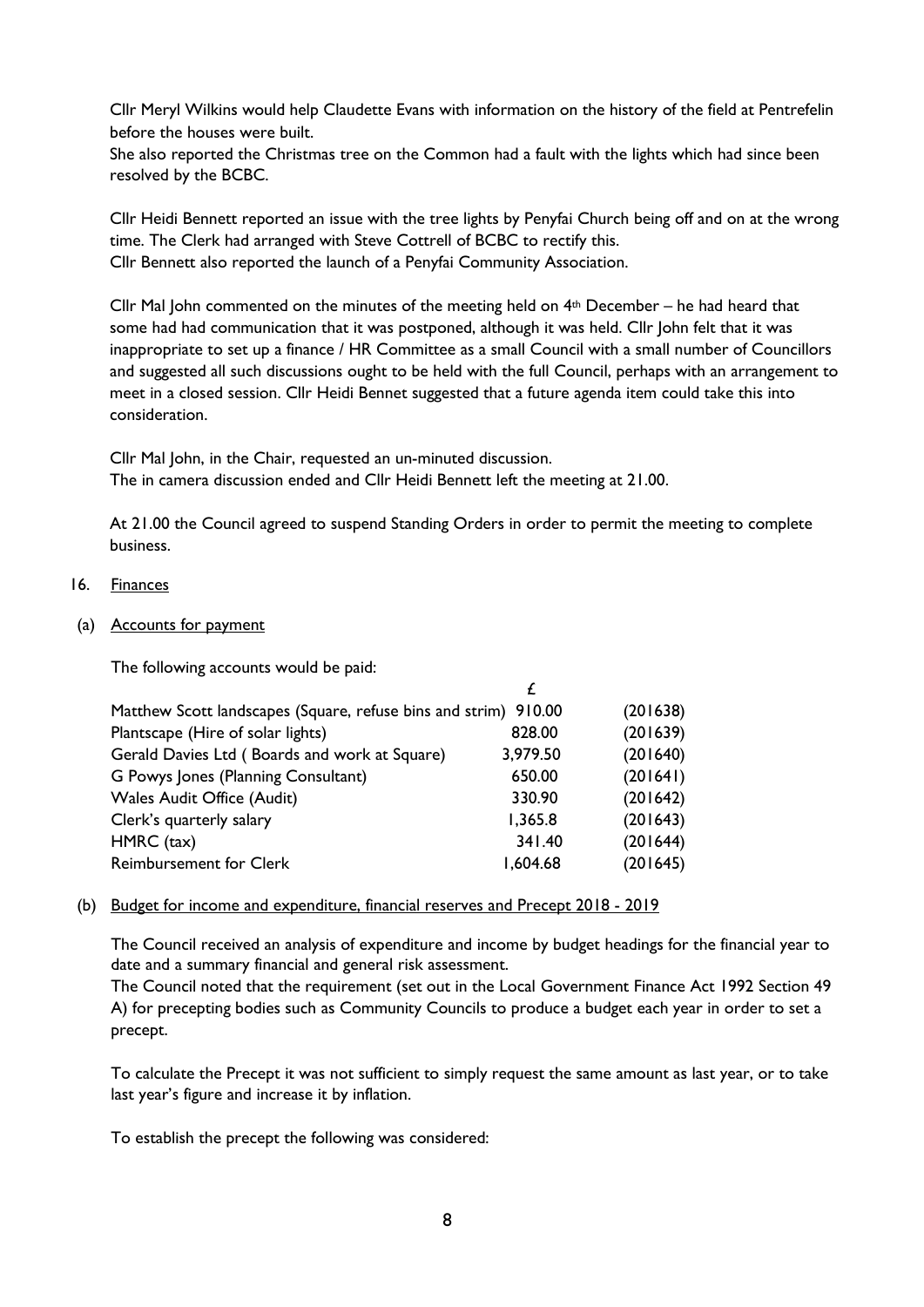Cllr Meryl Wilkins would help Claudette Evans with information on the history of the field at Pentrefelin before the houses were built.

She also reported the Christmas tree on the Common had a fault with the lights which had since been resolved by the BCBC.

Cllr Heidi Bennett reported an issue with the tree lights by Penyfai Church being off and on at the wrong time. The Clerk had arranged with Steve Cottrell of BCBC to rectify this.

Cllr Bennett also reported the launch of a Penyfai Community Association.

Cllr Mal John commented on the minutes of the meeting held on 4th December – he had heard that some had had communication that it was postponed, although it was held. Cllr John felt that it was inappropriate to set up a finance / HR Committee as a small Council with a small number of Councillors and suggested all such discussions ought to be held with the full Council, perhaps with an arrangement to meet in a closed session. Cllr Heidi Bennet suggested that a future agenda item could take this into consideration.

Cllr Mal John, in the Chair, requested an un-minuted discussion.

The in camera discussion ended and Cllr Heidi Bennett left the meeting at 21.00.

At 21.00 the Council agreed to suspend Standing Orders in order to permit the meeting to complete business.

16. Finances

(a) Accounts for payment

The following accounts would be paid:

| | £ | |
|---|---|---|
| Matthew Scott landscapes (Square, refuse bins and strim) | 910.00 | (201638) |
| Plantscape (Hire of solar lights) | 828.00 | (201639) |
| Gerald Davies Ltd ( Boards and work at Square) | 3,979.50 | (201640) |
| G Powys Jones (Planning Consultant) | 650.00 | (201641) |
| Wales Audit Office (Audit) | 330.90 | (201642) |
| Clerk's quarterly salary | 1,365.8 | (201643) |
| HMRC (tax) | 341.40 | (201644) |
| Reimbursement for Clerk | 1,604.68 | (201645) |

(b) Budget for income and expenditure, financial reserves and Precept 2018 - 2019

The Council received an analysis of expenditure and income by budget headings for the financial year to date and a summary financial and general risk assessment.

The Council noted that the requirement (set out in the Local Government Finance Act 1992 Section 49 A) for precepting bodies such as Community Councils to produce a budget each year in order to set a precept.

To calculate the Precept it was not sufficient to simply request the same amount as last year, or to take last year's figure and increase it by inflation.

To establish the precept the following was considered: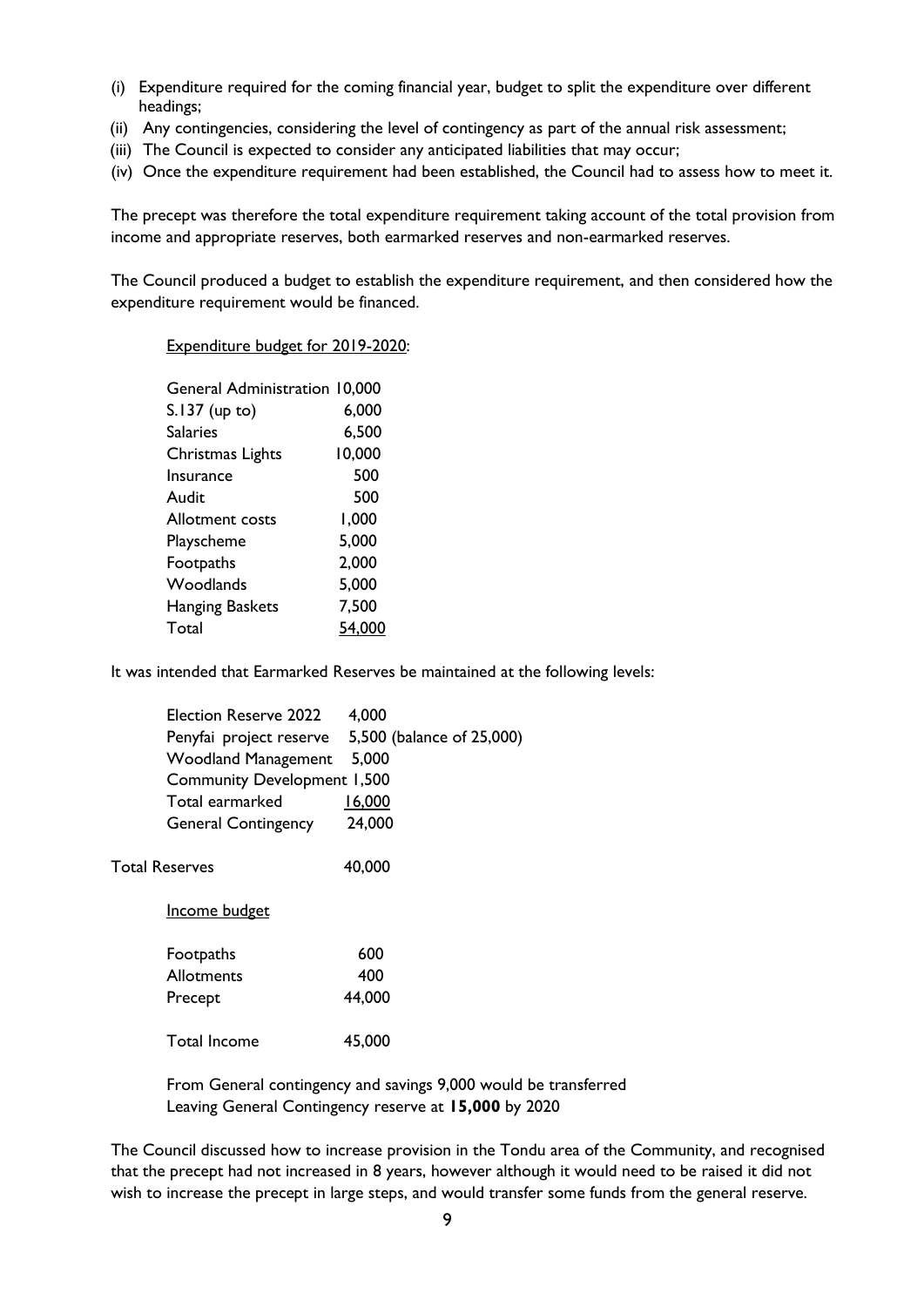(i) Expenditure required for the coming financial year, budget to split the expenditure over different headings;
(ii) Any contingencies, considering the level of contingency as part of the annual risk assessment;
(iii) The Council is expected to consider any anticipated liabilities that may occur;
(iv) Once the expenditure requirement had been established, the Council had to assess how to meet it.

The precept was therefore the total expenditure requirement taking account of the total provision from income and appropriate reserves, both earmarked reserves and non-earmarked reserves.

The Council produced a budget to establish the expenditure requirement, and then considered how the expenditure requirement would be financed.

Expenditure budget for 2019-2020:

| | |
|---|---|
| General Administration | 10,000 |
| S.137 (up to) | 6,000 |
| Salaries | 6,500 |
| Christmas Lights | 10,000 |
| Insurance | 500 |
| Audit | 500 |
| Allotment costs | 1,000 |
| Playscheme | 5,000 |
| Footpaths | 2,000 |
| Woodlands | 5,000 |
| Hanging Baskets | 7,500 |
| Total | 54,000 |

It was intended that Earmarked Reserves be maintained at the following levels:

| | |
|---|---|
| Election Reserve 2022 | 4,000 |
| Penyfai project reserve | 5,500 (balance of 25,000) |
| Woodland Management | 5,000 |
| Community Development | 1,500 |
| Total earmarked | 16,000 |
| General Contingency | 24,000 |
| Total Reserves | 40,000 |

Income budget

| | |
|---|---|
| Footpaths | 600 |
| Allotments | 400 |
| Precept | 44,000 |
| Total Income | 45,000 |

From General contingency and savings 9,000 would be transferred
Leaving General Contingency reserve at **15,000** by 2020

The Council discussed how to increase provision in the Tondu area of the Community, and recognised that the precept had not increased in 8 years, however although it would need to be raised it did not wish to increase the precept in large steps, and would transfer some funds from the general reserve.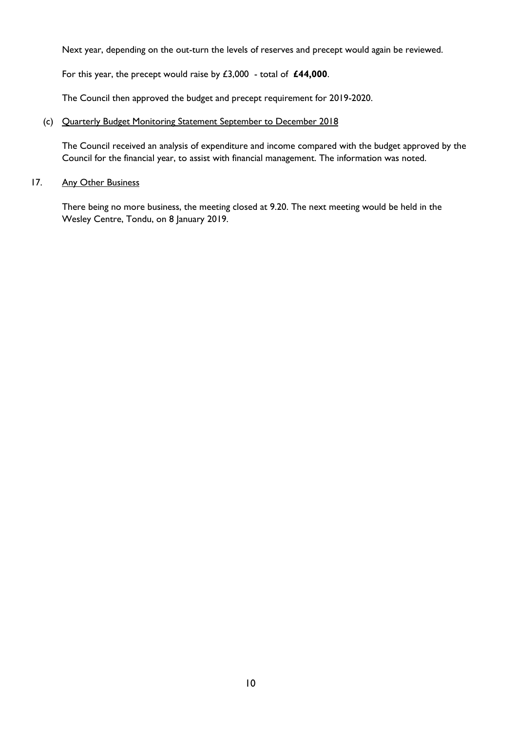Next year, depending on the out-turn the levels of reserves and precept would again be reviewed.

For this year, the precept would raise by £3,000 - total of **£44,000**.

The Council then approved the budget and precept requirement for 2019-2020.

(c) Quarterly Budget Monitoring Statement September to December 2018

The Council received an analysis of expenditure and income compared with the budget approved by the Council for the financial year, to assist with financial management. The information was noted.

17. Any Other Business

There being no more business, the meeting closed at 9.20. The next meeting would be held in the Wesley Centre, Tondu, on 8 January 2019.